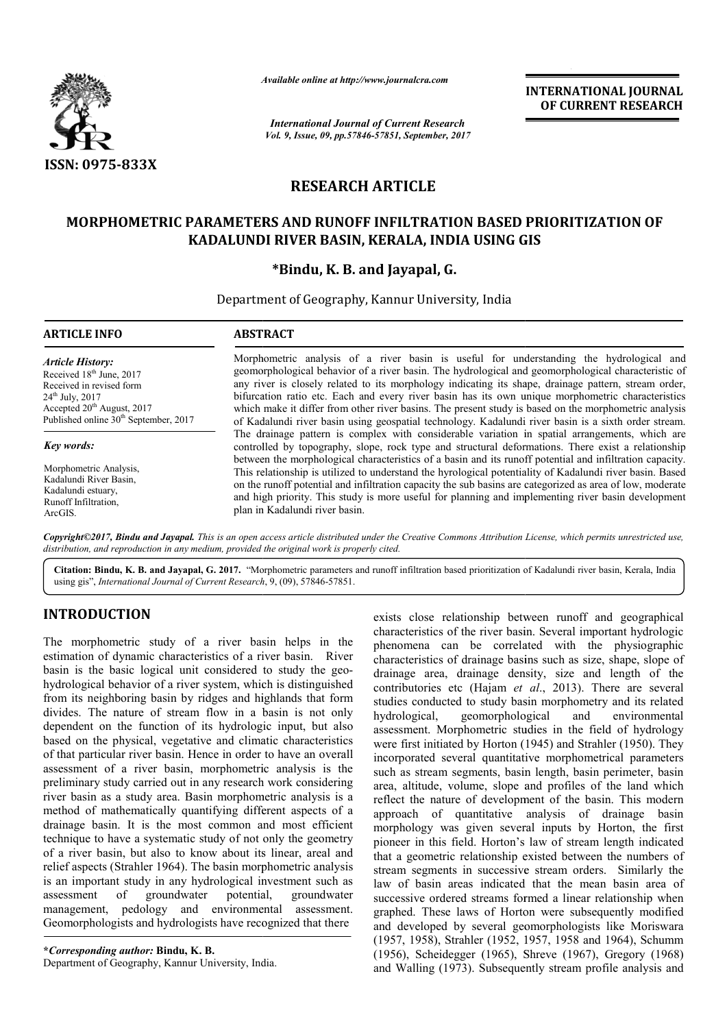*Available online at http://www.journalcra.com*

*International Journal of Current Research*
*Vol. 9, Issue, 09, pp.57846-57851, September, 2017*

**INTERNATIONAL JOURNAL OF CURRENT RESEARCH**

**ISSN: 0975-833X**

## RESEARCH ARTICLE

# MORPHOMETRIC PARAMETERS AND RUNOFF INFILTRATION BASED PRIORITIZATION OF KADALUNDI RIVER BASIN, KERALA, INDIA USING GIS

**\*Bindu, K. B. and Jayapal, G.**

Department of Geography, Kannur University, India

**ARTICLE INFO**

*Article History:*
Received 18th June, 2017
Received in revised form
24th July, 2017
Accepted 20th August, 2017
Published online 30th September, 2017

*Key words:*
Morphometric Analysis,
Kadalundi River Basin,
Kadalundi estuary,
Runoff Infiltration,
ArcGIS.

**ABSTRACT**

Morphometric analysis of a river basin is useful for understanding the hydrological and geomorphological behavior of a river basin. The hydrological and geomorphological characteristic of any river is closely related to its morphology indicating its shape, drainage pattern, stream order, bifurcation ratio etc. Each and every river basin has its own unique morphometric characteristics which make it differ from other river basins. The present study is based on the morphometric analysis of Kadalundi river basin using geospatial technology. Kadalundi river basin is a sixth order stream. The drainage pattern is complex with considerable variation in spatial arrangements, which are controlled by topography, slope, rock type and structural deformations. There exist a relationship between the morphological characteristics of a basin and its runoff potential and infiltration capacity. This relationship is utilized to understand the hyrological potentiality of Kadalundi river basin. Based on the runoff potential and infiltration capacity the sub basins are categorized as area of low, moderate and high priority. This study is more useful for planning and implementing river basin development plan in Kadalundi river basin.

*Copyright©2017, Bindu and Jayapal. This is an open access article distributed under the Creative Commons Attribution License, which permits unrestricted use, distribution, and reproduction in any medium, provided the original work is properly cited.*

**Citation: Bindu, K. B. and Jayapal, G. 2017.** "Morphometric parameters and runoff infiltration based prioritization of Kadalundi river basin, Kerala, India using gis", *International Journal of Current Research*, 9, (09), 57846-57851.

## INTRODUCTION

The morphometric study of a river basin helps in the estimation of dynamic characteristics of a river basin. River basin is the basic logical unit considered to study the geo-hydrological behavior of a river system, which is distinguished from its neighboring basin by ridges and highlands that form divides. The nature of stream flow in a basin is not only dependent on the function of its hydrologic input, but also based on the physical, vegetative and climatic characteristics of that particular river basin. Hence in order to have an overall assessment of a river basin, morphometric analysis is the preliminary study carried out in any research work considering river basin as a study area. Basin morphometric analysis is a method of mathematically quantifying different aspects of a drainage basin. It is the most common and most efficient technique to have a systematic study of not only the geometry of a river basin, but also to know about its linear, areal and relief aspects (Strahler 1964). The basin morphometric analysis is an important study in any hydrological investment such as assessment of groundwater potential, groundwater management, pedology and environmental assessment. Geomorphologists and hydrologists have recognized that there exists close relationship between runoff and geographical characteristics of the river basin. Several important hydrologic phenomena can be correlated with the physiographic characteristics of drainage basins such as size, shape, slope of drainage area, drainage density, size and length of the contributories etc (Hajam *et al*., 2013). There are several studies conducted to study basin morphometry and its related hydrological, geomorphological and environmental assessment. Morphometric studies in the field of hydrology were first initiated by Horton (1945) and Strahler (1950). They incorporated several quantitative morphometrical parameters such as stream segments, basin length, basin perimeter, basin area, altitude, volume, slope and profiles of the land which reflect the nature of development of the basin. This modern approach of quantitative analysis of drainage basin morphology was given several inputs by Horton, the first pioneer in this field. Horton's law of stream length indicated that a geometric relationship existed between the numbers of stream segments in successive stream orders. Similarly the law of basin areas indicated that the mean basin area of successive ordered streams formed a linear relationship when graphed. These laws of Horton were subsequently modified and developed by several geomorphologists like Moriswara (1957, 1958), Strahler (1952, 1957, 1958 and 1964), Schumm (1956), Scheidegger (1965), Shreve (1967), Gregory (1968) and Walling (1973). Subsequently stream profile analysis and

**\*Corresponding author:** Bindu, K. B.
Department of Geography, Kannur University, India.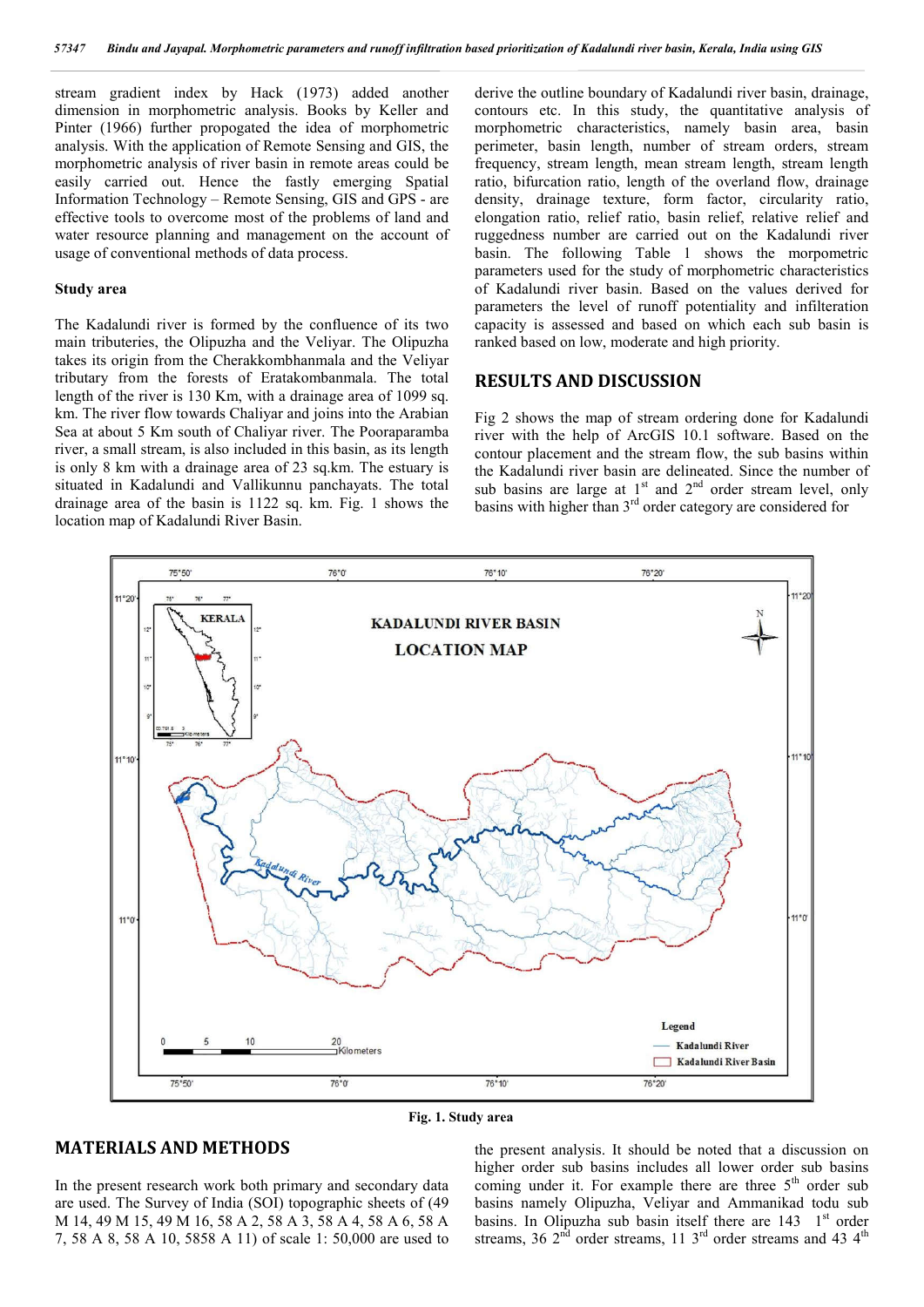stream gradient index by Hack (1973) added another dimension in morphometric analysis. Books by Keller and Pinter (1966) further propogated the idea of morphometric analysis. With the application of Remote Sensing and GIS, the morphometric analysis of river basin in remote areas could be easily carried out. Hence the fastly emerging Spatial Information Technology – Remote Sensing, GIS and GPS - are effective tools to overcome most of the problems of land and water resource planning and management on the account of usage of conventional methods of data process.

### Study area

The Kadalundi river is formed by the confluence of its two main tributeries, the Olipuzha and the Veliyar. The Olipuzha takes its origin from the Cherakkombhanmala and the Veliyar tributary from the forests of Eratakombanmala. The total length of the river is 130 Km, with a drainage area of 1099 sq. km. The river flow towards Chaliyar and joins into the Arabian Sea at about 5 Km south of Chaliyar river. The Pooraparamba river, a small stream, is also included in this basin, as its length is only 8 km with a drainage area of 23 sq.km. The estuary is situated in Kadalundi and Vallikunnu panchayats. The total drainage area of the basin is 1122 sq. km. Fig. 1 shows the location map of Kadalundi River Basin.

Fig. 1. Study area

## MATERIALS AND METHODS

In the present research work both primary and secondary data are used. The Survey of India (SOI) topographic sheets of (49 M 14, 49 M 15, 49 M 16, 58 A 2, 58 A 3, 58 A 4, 58 A 6, 58 A 7, 58 A 8, 58 A 10, 5858 A 11) of scale 1: 50,000 are used to derive the outline boundary of Kadalundi river basin, drainage, contours etc. In this study, the quantitative analysis of morphometric characteristics, namely basin area, basin perimeter, basin length, number of stream orders, stream frequency, stream length, mean stream length, stream length ratio, bifurcation ratio, length of the overland flow, drainage density, drainage texture, form factor, circularity ratio, elongation ratio, relief ratio, basin relief, relative relief and ruggedness number are carried out on the Kadalundi river basin. The following Table 1 shows the morpometric parameters used for the study of morphometric characteristics of Kadalundi river basin. Based on the values derived for parameters the level of runoff potentiality and infilteration capacity is assessed and based on which each sub basin is ranked based on low, moderate and high priority.

## RESULTS AND DISCUSSION

Fig 2 shows the map of stream ordering done for Kadalundi river with the help of ArcGIS 10.1 software. Based on the contour placement and the stream flow, the sub basins within the Kadalundi river basin are delineated. Since the number of sub basins are large at 1st and 2nd order stream level, only basins with higher than 3rd order category are considered for the present analysis. It should be noted that a discussion on higher order sub basins includes all lower order sub basins coming under it. For example there are three 5th order sub basins namely Olipuzha, Veliyar and Ammanikad todu sub basins. In Olipuzha sub basin itself there are 143 1st order streams, 36 2nd order streams, 11 3rd order streams and 43 4th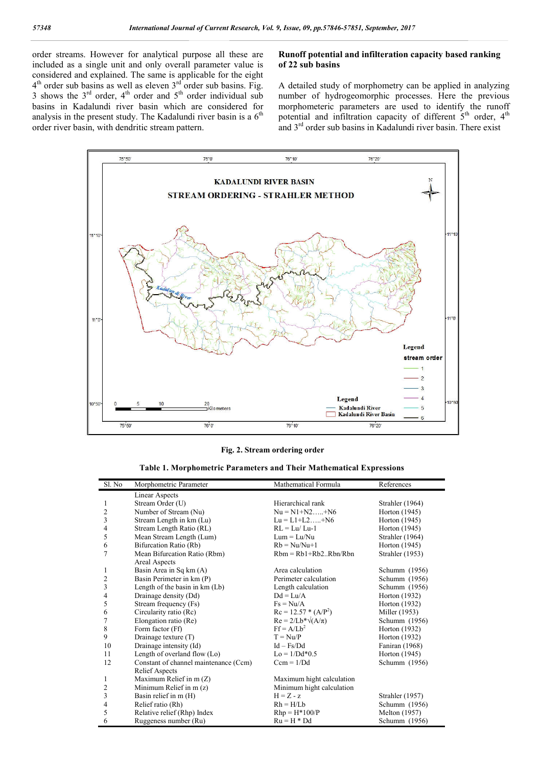order streams. However for analytical purpose all these are included as a single unit and only overall parameter value is considered and explained. The same is applicable for the eight $4^{th}$ order sub basins as well as eleven $3^{rd}$ order sub basins. Fig. 3 shows the $3^{rd}$ order, $4^{th}$ order and $5^{th}$ order individual sub basins in Kadalundi river basin which are considered for analysis in the present study. The Kadalundi river basin is a $6^{th}$ order river basin, with dendritic stream pattern.

## Runoff potential and infilteration capacity based ranking of 22 sub basins

A detailed study of morphometry can be applied in analyzing number of hydrogeomorphic processes. Here the previous morphometeric parameters are used to identify the runoff potential and infiltration capacity of different $5^{th}$ order, $4^{th}$ and $3^{rd}$ order sub basins in Kadalundi river basin. There exist

**Fig. 2. Stream ordering order**

**Table 1. Morphometric Parameters and Their Mathematical Expressions**

| Sl. No | Morphometric Parameter | Mathematical Formula | References |
|---|---|---|---|
| | Linear Aspects | | |
| 1 | Stream Order (U) | Hierarchical rank | Strahler (1964) |
| 2 | Number of Stream (Nu) | Nu = N1+N2…..+N6 | Horton (1945) |
| 3 | Stream Length in km (Lu) | Lu = L1+L2…..+N6 | Horton (1945) |
| 4 | Stream Length Ratio (RL) | RL = Lu/ Lu-1 | Horton (1945) |
| 5 | Mean Stream Length (Lum) | Lum = Lu/Nu | Strahler (1964) |
| 6 | Bifurcation Ratio (Rb) | Rb = Nu/Nu+1 | Horton (1945) |
| 7 | Mean Bifurcation Ratio (Rbm) | Rbm = Rb1+Rb2..Rbn/Rbn | Strahler (1953) |
| | Areal Aspects | | |
| 1 | Basin Area in Sq km (A) | Area calculation | Schumm (1956) |
| 2 | Basin Perimeter in km (P) | Perimeter calculation | Schumm (1956) |
| 3 | Length of the basin in km (Lb) | Length calculation | Schumm (1956) |
| 4 | Drainage density (Dd) | Dd = Lu/A | Horton (1932) |
| 5 | Stream frequency (Fs) | Fs = Nu/A | Horton (1932) |
| 6 | Circularity ratio (Rc) | $Rc = 12.57 * (A/P^2)$ | Miller (1953) |
| 7 | Elongation ratio (Re) | $Re = 2/Lb*\sqrt{(A/\pi)}$ | Schumm (1956) |
| 8 | Form factor (Ff) | $Ff = A/Lb^2$ | Horton (1932) |
| 9 | Drainage texture (T) | T = Nu/P | Horton (1932) |
| 10 | Drainage intensity (Id) | Id – Fs/Dd | Faniran (1968) |
| 11 | Length of overland flow (Lo) | Lo = 1/Dd*0.5 | Horton (1945) |
| 12 | Constant of channel maintenance (Ccm) | Ccm = 1/Dd | Schumm (1956) |
| | Relief Aspects | | |
| 1 | Maximum Relief in m (Z) | Maximum hight calculation | |
| 2 | Minimum Relief in m (z) | Minimum hight calculation | |
| 3 | Basin relief in m (H) | H = Z - z | Strahler (1957) |
| 4 | Relief ratio (Rh) | Rh = H/Lb | Schumm (1956) |
| 5 | Relative relief (Rhp) Index | Rhp = H*100/P | Melton (1957) |
| 6 | Ruggeness number (Ru) | Ru = H * Dd | Schumm (1956) |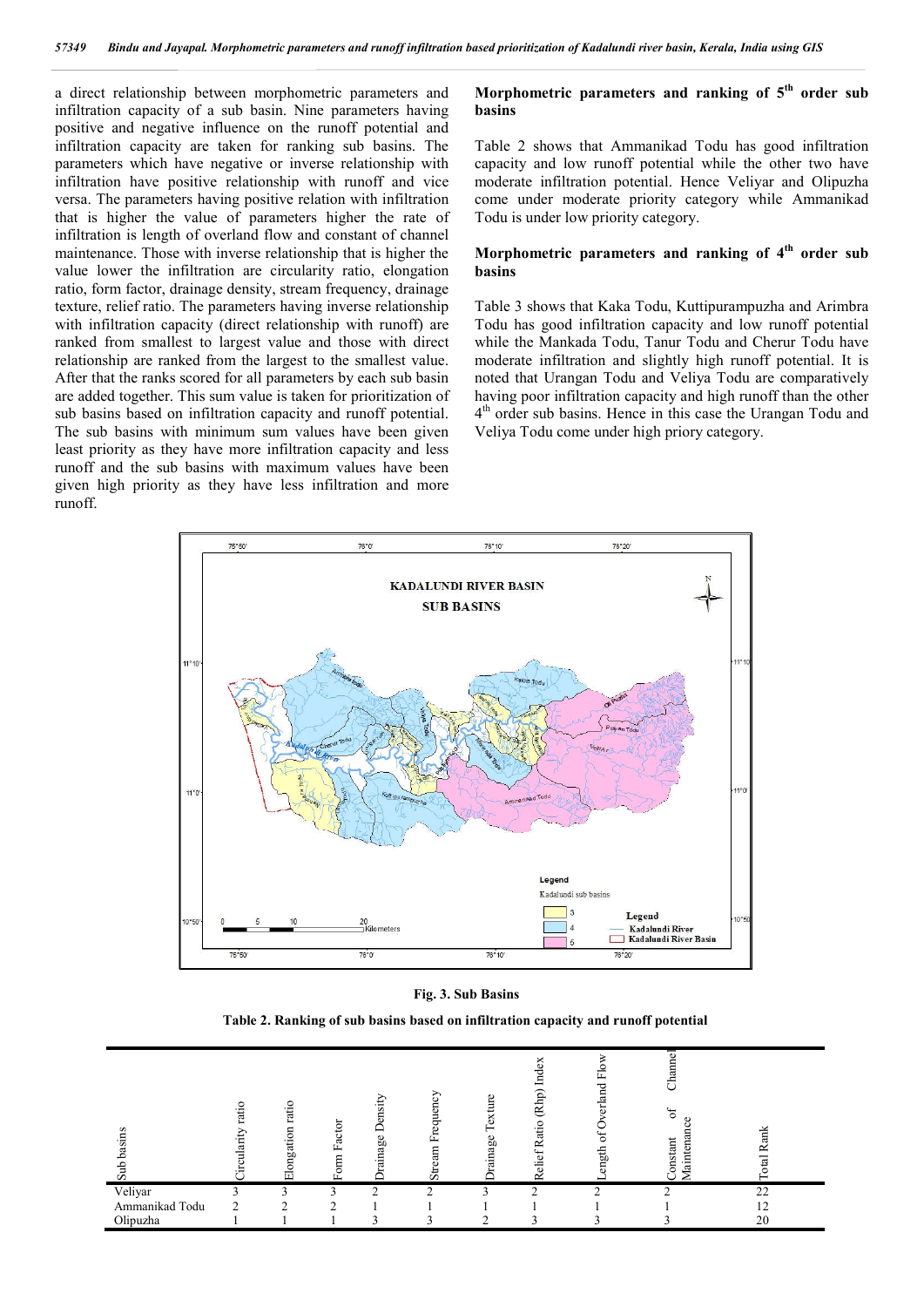a direct relationship between morphometric parameters and infiltration capacity of a sub basin. Nine parameters having positive and negative influence on the runoff potential and infiltration capacity are taken for ranking sub basins. The parameters which have negative or inverse relationship with infiltration have positive relationship with runoff and vice versa. The parameters having positive relation with infiltration that is higher the value of parameters higher the rate of infiltration is length of overland flow and constant of channel maintenance. Those with inverse relationship that is higher the value lower the infiltration are circularity ratio, elongation ratio, form factor, drainage density, stream frequency, drainage texture, relief ratio. The parameters having inverse relationship with infiltration capacity (direct relationship with runoff) are ranked from smallest to largest value and those with direct relationship are ranked from the largest to the smallest value. After that the ranks scored for all parameters by each sub basin are added together. This sum value is taken for prioritization of sub basins based on infiltration capacity and runoff potential. The sub basins with minimum sum values have been given least priority as they have more infiltration capacity and less runoff and the sub basins with maximum values have been given high priority as they have less infiltration and more runoff.

## Morphometric parameters and ranking of 5[th] order sub basins

Table 2 shows that Ammanikad Todu has good infiltration capacity and low runoff potential while the other two have moderate infiltration potential. Hence Veliyar and Olipuzha come under moderate priority category while Ammanikad Todu is under low priority category.

## Morphometric parameters and ranking of 4[th] order sub basins

Table 3 shows that Kaka Todu, Kuttipurampuzha and Arimbra Todu has good infiltration capacity and low runoff potential while the Mankada Todu, Tanur Todu and Cherur Todu have moderate infiltration and slightly high runoff potential. It is noted that Urangan Todu and Veliya Todu are comparatively having poor infiltration capacity and high runoff than the other 4[th] order sub basins. Hence in this case the Urangan Todu and Veliya Todu come under high priory category.

**Fig. 3. Sub Basins**

**Table 2. Ranking of sub basins based on infiltration capacity and runoff potential**

| Sub basins | Circularity ratio | Elongation ratio | Form Factor | Drainage Density | Stream Frequency | Drainage Texture | Relief Ratio (Rhp) Index | Length of Overland Flow | Constant of Channel Maintenance | Total Rank |
|---|---|---|---|---|---|---|---|---|---|---|
| Veliyar | 3 | 3 | 3 | 2 | 2 | 3 | 2 | 2 | 2 | 22 |
| Ammanikad Todu | 2 | 2 | 2 | 1 | 1 | 1 | 1 | 1 | 1 | 12 |
| Olipuzha | 1 | 1 | 1 | 3 | 3 | 2 | 3 | 3 | 3 | 20 |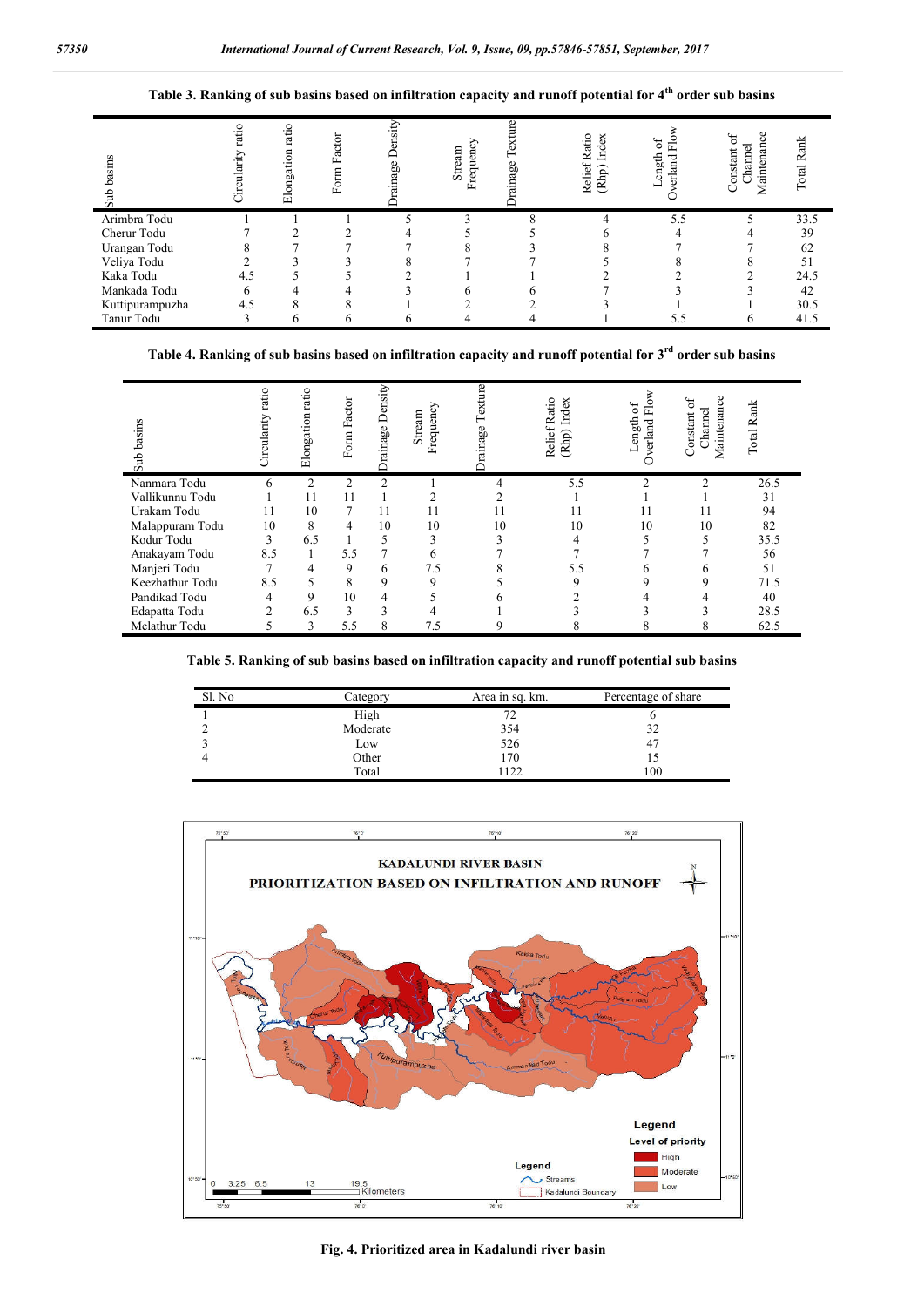**Table 3. Ranking of sub basins based on infiltration capacity and runoff potential for 4th order sub basins**

| Sub basins | Circularity ratio | Elongation ratio | Form Factor | Drainage Density | Stream Frequency | Drainage Texture | Relief Ratio (Rhp) Index | Length of Overland Flow | Constant of Channel Maintenance | Total Rank |
|---|---|---|---|---|---|---|---|---|---|---|
| Arimbra Todu | 1 | 1 | 1 | 5 | 3 | 8 | 4 | 5.5 | 5 | 33.5 |
| Cherur Todu | 7 | 2 | 2 | 4 | 5 | 5 | 6 | 4 | 4 | 39 |
| Urangan Todu | 8 | 7 | 7 | 7 | 8 | 3 | 8 | 7 | 7 | 62 |
| Veliya Todu | 2 | 3 | 3 | 8 | 7 | 7 | 5 | 8 | 8 | 51 |
| Kaka Todu | 4.5 | 5 | 5 | 2 | 1 | 1 | 2 | 2 | 2 | 24.5 |
| Mankada Todu | 6 | 4 | 4 | 3 | 6 | 6 | 7 | 3 | 3 | 42 |
| Kuttipurampuzha | 4.5 | 8 | 8 | 1 | 2 | 2 | 3 | 1 | 1 | 30.5 |
| Tanur Todu | 3 | 6 | 6 | 6 | 4 | 4 | 1 | 5.5 | 6 | 41.5 |

**Table 4. Ranking of sub basins based on infiltration capacity and runoff potential for 3rd order sub basins**

| Sub basins | Circularity ratio | Elongation ratio | Form Factor | Drainage Density | Stream Frequency | Drainage Texture | Relief Ratio (Rhp) Index | Length of Overland Flow | Constant of Channel Maintenance | Total Rank |
|---|---|---|---|---|---|---|---|---|---|---|
| Nanmara Todu | 6 | 2 | 2 | 2 | 1 | 4 | 5.5 | 2 | 2 | 26.5 |
| Vallikunnu Todu | 1 | 11 | 11 | 1 | 2 | 2 | 1 | 1 | 1 | 31 |
| Urakam Todu | 11 | 10 | 7 | 11 | 11 | 11 | 11 | 11 | 11 | 94 |
| Malappuram Todu | 10 | 8 | 4 | 10 | 10 | 10 | 10 | 10 | 10 | 82 |
| Kodur Todu | 3 | 6.5 | 1 | 5 | 3 | 3 | 4 | 5 | 5 | 35.5 |
| Anakayam Todu | 8.5 | 1 | 5.5 | 7 | 6 | 7 | 7 | 7 | 7 | 56 |
| Manjeri Todu | 7 | 4 | 9 | 6 | 7.5 | 8 | 5.5 | 6 | 6 | 51 |
| Keezhathur Todu | 8.5 | 5 | 8 | 9 | 9 | 5 | 9 | 9 | 9 | 71.5 |
| Pandikad Todu | 4 | 9 | 10 | 4 | 5 | 6 | 2 | 4 | 4 | 40 |
| Edapatta Todu | 2 | 6.5 | 3 | 3 | 4 | 1 | 3 | 3 | 3 | 28.5 |
| Melathur Todu | 5 | 3 | 5.5 | 8 | 7.5 | 9 | 8 | 8 | 8 | 62.5 |

**Table 5. Ranking of sub basins based on infiltration capacity and runoff potential sub basins**

| Sl. No | Category | Area in sq. km. | Percentage of share |
|---|---|---|---|
| 1 | High | 72 | 6 |
| 2 | Moderate | 354 | 32 |
| 3 | Low | 526 | 47 |
| 4 | Other | 170 | 15 |
| | Total | 1122 | 100 |

**Fig. 4. Prioritized area in Kadalundi river basin**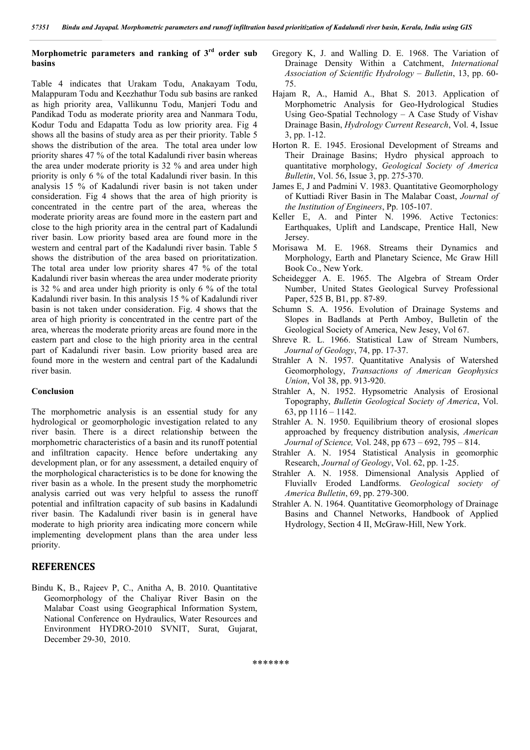### Morphometric parameters and ranking of 3rd order sub basins

Table 4 indicates that Urakam Todu, Anakayam Todu, Malappuram Todu and Keezhathur Todu sub basins are ranked as high priority area, Vallikunnu Todu, Manjeri Todu and Pandikad Todu as moderate priority area and Nanmara Todu, Kodur Todu and Edapatta Todu as low priority area. Fig 4 shows all the basins of study area as per their priority. Table 5 shows the distribution of the area. The total area under low priority shares 47 % of the total Kadalundi river basin whereas the area under moderate priority is 32 % and area under high priority is only 6 % of the total Kadalundi river basin. In this analysis 15 % of Kadalundi river basin is not taken under consideration. Fig 4 shows that the area of high priority is concentrated in the centre part of the area, whereas the moderate priority areas are found more in the eastern part and close to the high priority area in the central part of Kadalundi river basin. Low priority based area are found more in the western and central part of the Kadalundi river basin. Table 5 shows the distribution of the area based on prioritatization. The total area under low priority shares 47 % of the total Kadalundi river basin whereas the area under moderate priority is 32 % and area under high priority is only 6 % of the total Kadalundi river basin. In this analysis 15 % of Kadalundi river basin is not taken under consideration. Fig. 4 shows that the area of high priority is concentrated in the centre part of the area, whereas the moderate priority areas are found more in the eastern part and close to the high priority area in the central part of Kadalundi river basin. Low priority based area are found more in the western and central part of the Kadalundi river basin.

### Conclusion

The morphometric analysis is an essential study for any hydrological or geomorphologic investigation related to any river basin. There is a direct relationship between the morphometric characteristics of a basin and its runoff potential and infiltration capacity. Hence before undertaking any development plan, or for any assessment, a detailed enquiry of the morphological characteristics is to be done for knowing the river basin as a whole. In the present study the morphometric analysis carried out was very helpful to assess the runoff potential and infiltration capacity of sub basins in Kadalundi river basin. The Kadalundi river basin is in general have moderate to high priority area indicating more concern while implementing development plans than the area under less priority.

## REFERENCES

Bindu K, B., Rajeev P, C., Anitha A, B. 2010. Quantitative Geomorphology of the Chaliyar River Basin on the Malabar Coast using Geographical Information System, National Conference on Hydraulics, Water Resources and Environment HYDRO-2010 SVNIT, Surat, Gujarat, December 29-30, 2010.

Gregory K, J. and Walling D. E. 1968. The Variation of Drainage Density Within a Catchment, *International Association of Scientific Hydrology – Bulletin*, 13, pp. 60-75.

Hajam R, A., Hamid A., Bhat S. 2013. Application of Morphometric Analysis for Geo-Hydrological Studies Using Geo-Spatial Technology – A Case Study of Vishav Drainage Basin, *Hydrology Current Research*, Vol. 4, Issue 3, pp. 1-12.

Horton R. E. 1945. Erosional Development of Streams and Their Drainage Basins; Hydro physical approach to quantitative morphology, *Geological Society of America Bulletin*, Vol. 56, Issue 3, pp. 275-370.

James E, J and Padmini V. 1983. Quantitative Geomorphology of Kuttiadi River Basin in The Malabar Coast, *Journal of the Institution of Engineers*, Pp. 105-107.

Keller E, A. and Pinter N. 1996. Active Tectonics: Earthquakes, Uplift and Landscape, Prentice Hall, New Jersey.

Morisawa M. E. 1968. Streams their Dynamics and Morphology, Earth and Planetary Science, Mc Graw Hill Book Co., New York.

Scheidegger A. E. 1965. The Algebra of Stream Order Number, United States Geological Survey Professional Paper, 525 B, B1, pp. 87-89.

Schumn S. A. 1956. Evolution of Drainage Systems and Slopes in Badlands at Perth Amboy, Bulletin of the Geological Society of America, New Jesey, Vol 67.

Shreve R. L. 1966. Statistical Law of Stream Numbers, *Journal of Geology*, 74, pp. 17-37.

Strahler A N. 1957. Quantitative Analysis of Watershed Geomorphology, *Transactions of American Geophysics Union*, Vol 38, pp. 913-920.

Strahler A, N. 1952. Hypsometric Analysis of Erosional Topography, *Bulletin Geological Society of America*, Vol. 63, pp 1116 – 1142.

Strahler A. N. 1950. Equilibrium theory of erosional slopes approached by frequency distribution analysis, *American Journal of Science,* Vol. 248, pp 673 – 692, 795 – 814.

Strahler A. N. 1954 Statistical Analysis in geomorphic Research, *Journal of Geology*, Vol. 62, pp. 1-25.

Strahler A. N. 1958. Dimensional Analysis Applied of Fluviallv Eroded Landforms. *Geological society of America Bulletin*, 69, pp. 279-300.

Strahler A. N. 1964. Quantitative Geomorphology of Drainage Basins and Channel Networks, Handbook of Applied Hydrology, Section 4 II, McGraw-Hill, New York.

*******